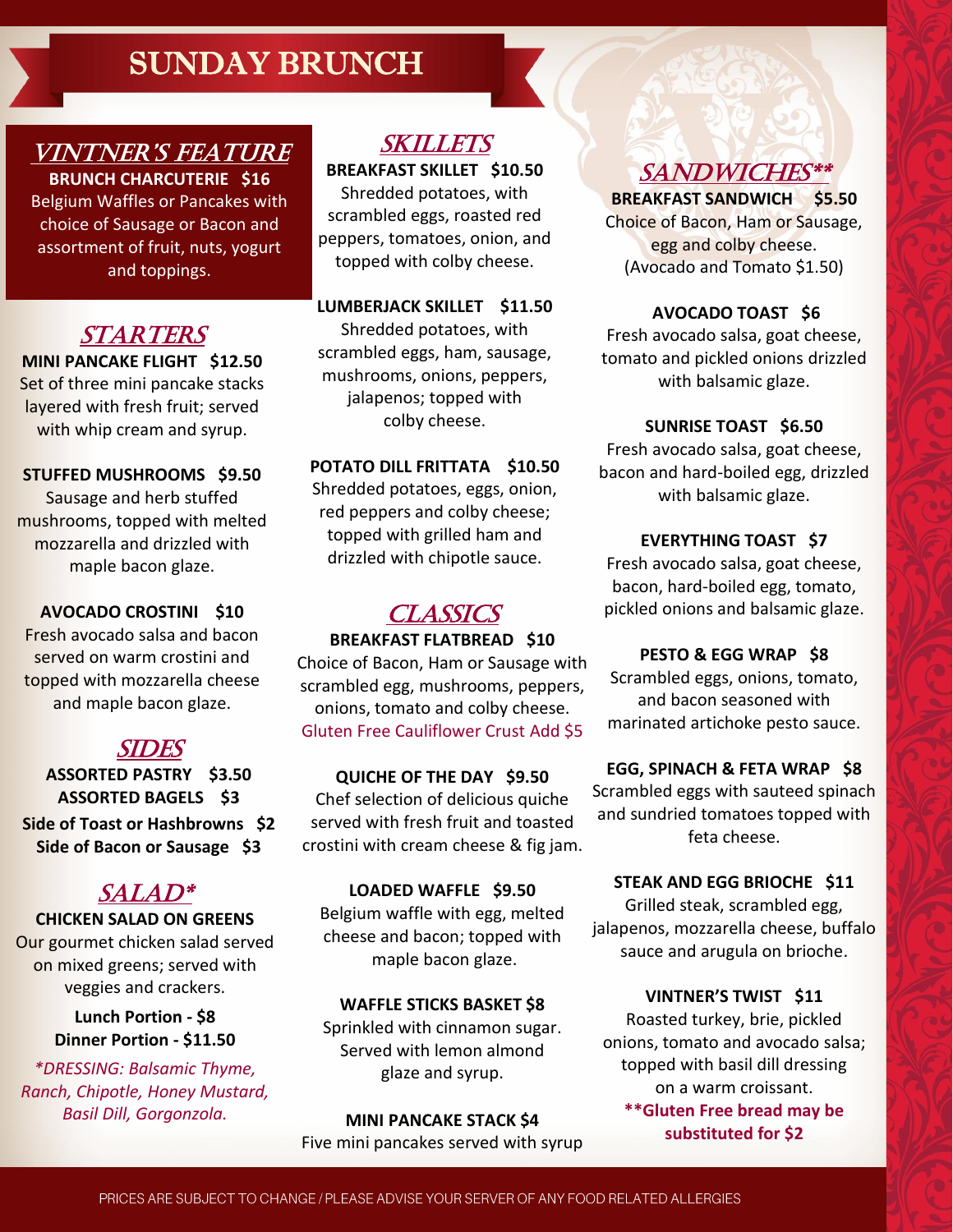# SUNDAY BRUNCH

## *VINTNER'S FEATURE*

**BRUNCH CHARCUTERIE $16**
Belgium Waffles or Pancakes with choice of Sausage or Bacon and assortment of fruit, nuts, yogurt and toppings.

## *STARTERS*

**MINI PANCAKE FLIGHT $12.50**
Set of three mini pancake stacks layered with fresh fruit; served with whip cream and syrup.

**STUFFED MUSHROOMS $9.50**
Sausage and herb stuffed mushrooms, topped with melted mozzarella and drizzled with maple bacon glaze.

**AVOCADO CROSTINI $10**
Fresh avocado salsa and bacon served on warm crostini and topped with mozzarella cheese and maple bacon glaze.

## *SIDES*

**ASSORTED PASTRY $3.50**
**ASSORTED BAGELS $3**
**Side of Toast or Hashbrowns $2**
**Side of Bacon or Sausage $3**

## *SALAD**

**CHICKEN SALAD ON GREENS**
Our gourmet chicken salad served on mixed greens; served with veggies and crackers.

**Lunch Portion - $8**
**Dinner Portion - $11.50**

*\*DRESSING: Balsamic Thyme, Ranch, Chipotle, Honey Mustard, Basil Dill, Gorgonzola.*

## *SKILLETS*

**BREAKFAST SKILLET $10.50**
Shredded potatoes, with scrambled eggs, roasted red peppers, tomatoes, onion, and topped with colby cheese.

**LUMBERJACK SKILLET $11.50**
Shredded potatoes, with scrambled eggs, ham, sausage, mushrooms, onions, peppers, jalapenos; topped with colby cheese.

**POTATO DILL FRITTATA $10.50**
Shredded potatoes, eggs, onion, red peppers and colby cheese; topped with grilled ham and drizzled with chipotle sauce.

## *CLASSICS*

**BREAKFAST FLATBREAD $10**
Choice of Bacon, Ham or Sausage with scrambled egg, mushrooms, peppers, onions, tomato and colby cheese.
Gluten Free Cauliflower Crust Add $5

**QUICHE OF THE DAY $9.50**
Chef selection of delicious quiche served with fresh fruit and toasted crostini with cream cheese & fig jam.

**LOADED WAFFLE $9.50**
Belgium waffle with egg, melted cheese and bacon; topped with maple bacon glaze.

**WAFFLE STICKS BASKET $8**
Sprinkled with cinnamon sugar. Served with lemon almond glaze and syrup.

**MINI PANCAKE STACK $4**
Five mini pancakes served with syrup

## *SANDWICHES***

**BREAKFAST SANDWICH $5.50**
Choice of Bacon, Ham or Sausage, egg and colby cheese.
(Avocado and Tomato $1.50)

**AVOCADO TOAST $6**
Fresh avocado salsa, goat cheese, tomato and pickled onions drizzled with balsamic glaze.

**SUNRISE TOAST $6.50**
Fresh avocado salsa, goat cheese, bacon and hard-boiled egg, drizzled with balsamic glaze.

**EVERYTHING TOAST $7**
Fresh avocado salsa, goat cheese, bacon, hard-boiled egg, tomato, pickled onions and balsamic glaze.

**PESTO & EGG WRAP $8**
Scrambled eggs, onions, tomato, and bacon seasoned with marinated artichoke pesto sauce.

**EGG, SPINACH & FETA WRAP $8**
Scrambled eggs with sauteed spinach and sundried tomatoes topped with feta cheese.

**STEAK AND EGG BRIOCHE $11**
Grilled steak, scrambled egg, jalapenos, mozzarella cheese, buffalo sauce and arugula on brioche.

**VINTNER'S TWIST $11**
Roasted turkey, brie, pickled onions, tomato and avocado salsa; topped with basil dill dressing on a warm croissant.

**\*\*Gluten Free bread may be substituted for $2**

PRICES ARE SUBJECT TO CHANGE / PLEASE ADVISE YOUR SERVER OF ANY FOOD RELATED ALLERGIES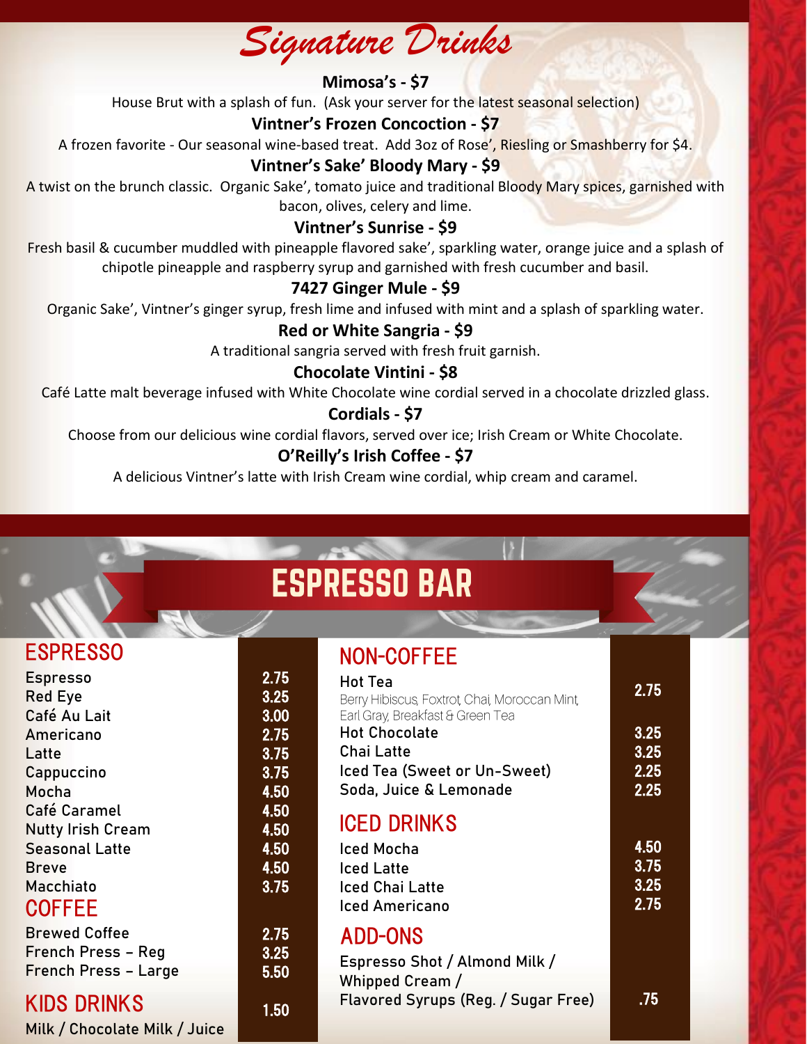# *Signature Drinks*

**Mimosa's - $7**

House Brut with a splash of fun. (Ask your server for the latest seasonal selection)

**Vintner's Frozen Concoction - $7**

A frozen favorite - Our seasonal wine-based treat. Add 3oz of Rose', Riesling or Smashberry for $4.

**Vintner's Sake' Bloody Mary - $9**

A twist on the brunch classic. Organic Sake', tomato juice and traditional Bloody Mary spices, garnished with bacon, olives, celery and lime.

**Vintner's Sunrise - $9**

Fresh basil & cucumber muddled with pineapple flavored sake', sparkling water, orange juice and a splash of chipotle pineapple and raspberry syrup and garnished with fresh cucumber and basil.

**7427 Ginger Mule - $9**

Organic Sake', Vintner's ginger syrup, fresh lime and infused with mint and a splash of sparkling water.

**Red or White Sangria - $9**

A traditional sangria served with fresh fruit garnish.

**Chocolate Vintini - $8**

Café Latte malt beverage infused with White Chocolate wine cordial served in a chocolate drizzled glass.

**Cordials - $7**

Choose from our delicious wine cordial flavors, served over ice; Irish Cream or White Chocolate.

**O'Reilly's Irish Coffee - $7**

A delicious Vintner's latte with Irish Cream wine cordial, whip cream and caramel.

# ESPRESSO BAR

## ESPRESSO

| | |
|---|---|
| Espresso | 2.75 |
| Red Eye | 3.25 |
| Café Au Lait | 3.00 |
| Americano | 2.75 |
| Latte | 3.75 |
| Cappuccino | 3.75 |
| Mocha | 4.50 |
| Café Caramel | 4.50 |
| Nutty Irish Cream | 4.50 |
| Seasonal Latte | 4.50 |
| Breve | 4.50 |
| Macchiato | 3.75 |

## COFFEE

| | |
|---|---|
| Brewed Coffee | 2.75 |
| French Press – Reg | 3.25 |
| French Press – Large | 5.50 |

## KIDS DRINKS

| | |
|---|---|
| Milk / Chocolate Milk / Juice | 1.50 |

## NON-COFFEE

| | |
|---|---|
| Hot Tea<br>Berry Hibiscus, Foxtrot, Chai, Moroccan Mint, Earl Gray, Breakfast & Green Tea | 2.75 |
| Hot Chocolate | 3.25 |
| Chai Latte | 3.25 |
| Iced Tea (Sweet or Un-Sweet) | 2.25 |
| Soda, Juice & Lemonade | 2.25 |

## ICED DRINKS

| | |
|---|---|
| Iced Mocha | 4.50 |
| Iced Latte | 3.75 |
| Iced Chai Latte | 3.25 |
| Iced Americano | 2.75 |

## ADD-ONS

| | |
|---|---|
| Espresso Shot / Almond Milk / Whipped Cream / Flavored Syrups (Reg. / Sugar Free) | .75 |